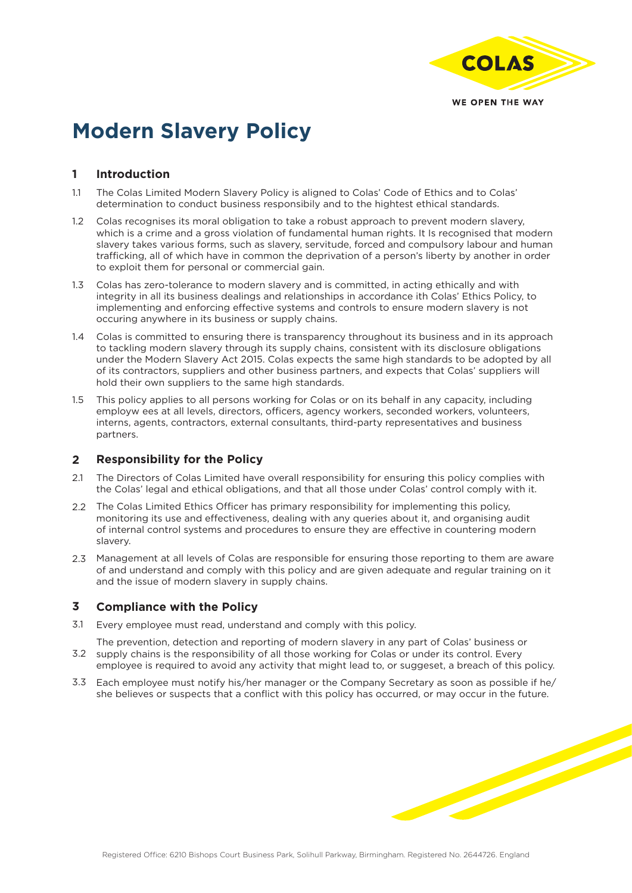# Modern Slavery Policy

## 1 Introduction

1.1 The Colas Limited Modern Slavery Policy is aligned to Colas' Code of Ethics and to Colas' determination to conduct business responsibily and to the hightest ethical standards.

1.2 Colas recognises its moral obligation to take a robust approach to prevent modern slavery, which is a crime and a gross violation of fundamental human rights. It Is recognised that modern slavery takes various forms, such as slavery, servitude, forced and compulsory labour and human trafficking, all of which have in common the deprivation of a person's liberty by another in order to exploit them for personal or commercial gain.

1.3 Colas has zero-tolerance to modern slavery and is committed, in acting ethically and with integrity in all its business dealings and relationships in accordance ith Colas' Ethics Policy, to implementing and enforcing effective systems and controls to ensure modern slavery is not occuring anywhere in its business or supply chains.

1.4 Colas is committed to ensuring there is transparency throughout its business and in its approach to tackling modern slavery through its supply chains, consistent with its disclosure obligations under the Modern Slavery Act 2015. Colas expects the same high standards to be adopted by all of its contractors, suppliers and other business partners, and expects that Colas' suppliers will hold their own suppliers to the same high standards.

1.5 This policy applies to all persons working for Colas or on its behalf in any capacity, including employw ees at all levels, directors, officers, agency workers, seconded workers, volunteers, interns, agents, contractors, external consultants, third-party representatives and business partners.

## 2 Responsibility for the Policy

2.1 The Directors of Colas Limited have overall responsibility for ensuring this policy complies with the Colas' legal and ethical obligations, and that all those under Colas' control comply with it.

2.2 The Colas Limited Ethics Officer has primary responsibility for implementing this policy, monitoring its use and effectiveness, dealing with any queries about it, and organising audit of internal control systems and procedures to ensure they are effective in countering modern slavery.

2.3 Management at all levels of Colas are responsible for ensuring those reporting to them are aware of and understand and comply with this policy and are given adequate and regular training on it and the issue of modern slavery in supply chains.

## 3 Compliance with the Policy

3.1 Every employee must read, understand and comply with this policy.

3.2 The prevention, detection and reporting of modern slavery in any part of Colas' business or supply chains is the responsibility of all those working for Colas or under its control. Every employee is required to avoid any activity that might lead to, or suggeset, a breach of this policy.

3.3 Each employee must notify his/her manager or the Company Secretary as soon as possible if he/she believes or suspects that a conflict with this policy has occurred, or may occur in the future.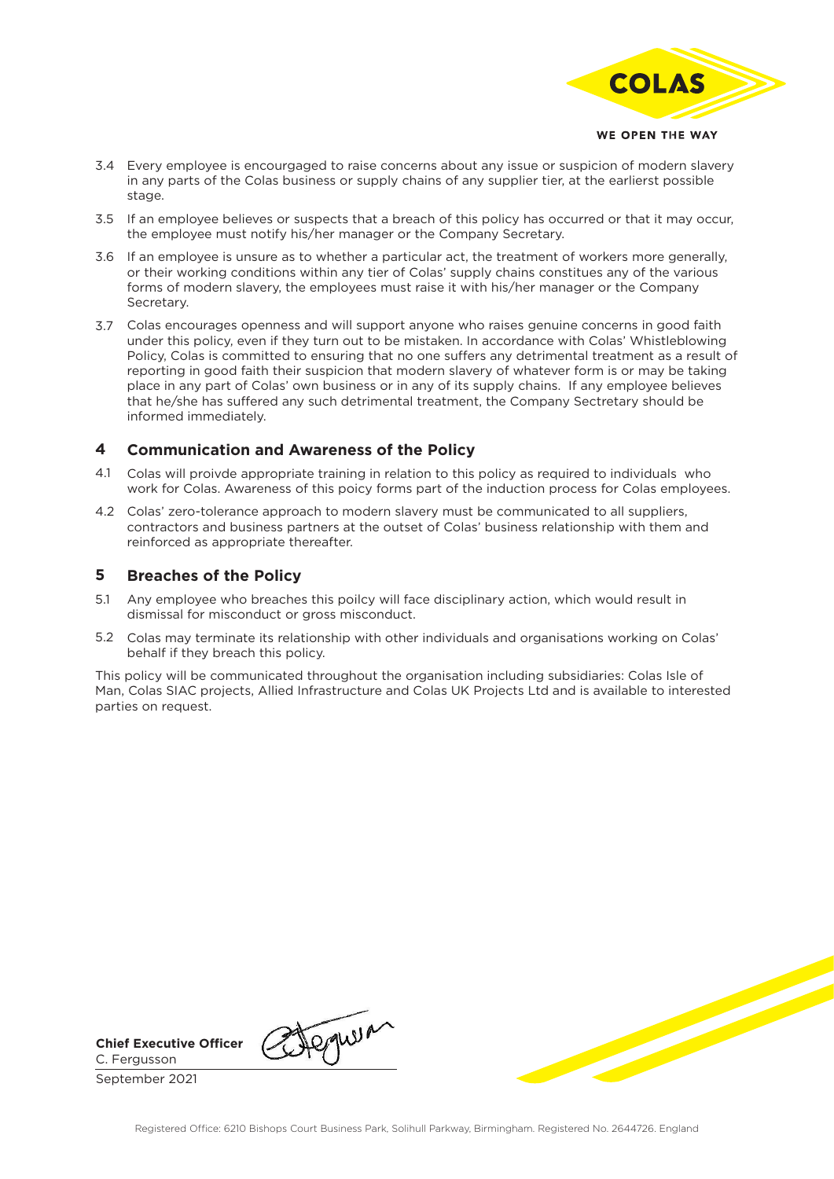3.4 Every employee is encourgaged to raise concerns about any issue or suspicion of modern slavery in any parts of the Colas business or supply chains of any supplier tier, at the earlierst possible stage.

3.5 If an employee believes or suspects that a breach of this policy has occurred or that it may occur, the employee must notify his/her manager or the Company Secretary.

3.6 If an employee is unsure as to whether a particular act, the treatment of workers more generally, or their working conditions within any tier of Colas' supply chains constitues any of the various forms of modern slavery, the employees must raise it with his/her manager or the Company Secretary.

3.7 Colas encourages openness and will support anyone who raises genuine concerns in good faith under this policy, even if they turn out to be mistaken. In accordance with Colas' Whistleblowing Policy, Colas is committed to ensuring that no one suffers any detrimental treatment as a result of reporting in good faith their suspicion that modern slavery of whatever form is or may be taking place in any part of Colas' own business or in any of its supply chains. If any employee believes that he/she has suffered any such detrimental treatment, the Company Sectretary should be informed immediately.

## 4 Communication and Awareness of the Policy

4.1 Colas will proivde appropriate training in relation to this policy as required to individuals who work for Colas. Awareness of this poicy forms part of the induction process for Colas employees.

4.2 Colas' zero-tolerance approach to modern slavery must be communicated to all suppliers, contractors and business partners at the outset of Colas' business relationship with them and reinforced as appropriate thereafter.

## 5 Breaches of the Policy

5.1 Any employee who breaches this poilcy will face disciplinary action, which would result in dismissal for misconduct or gross misconduct.

5.2 Colas may terminate its relationship with other individuals and organisations working on Colas' behalf if they breach this policy.

This policy will be communicated throughout the organisation including subsidiaries: Colas Isle of Man, Colas SIAC projects, Allied Infrastructure and Colas UK Projects Ltd and is available to interested parties on request.

**Chief Executive Officer**
C. Fergusson
September 2021

Registered Office: 6210 Bishops Court Business Park, Solihull Parkway, Birmingham. Registered No. 2644726. England